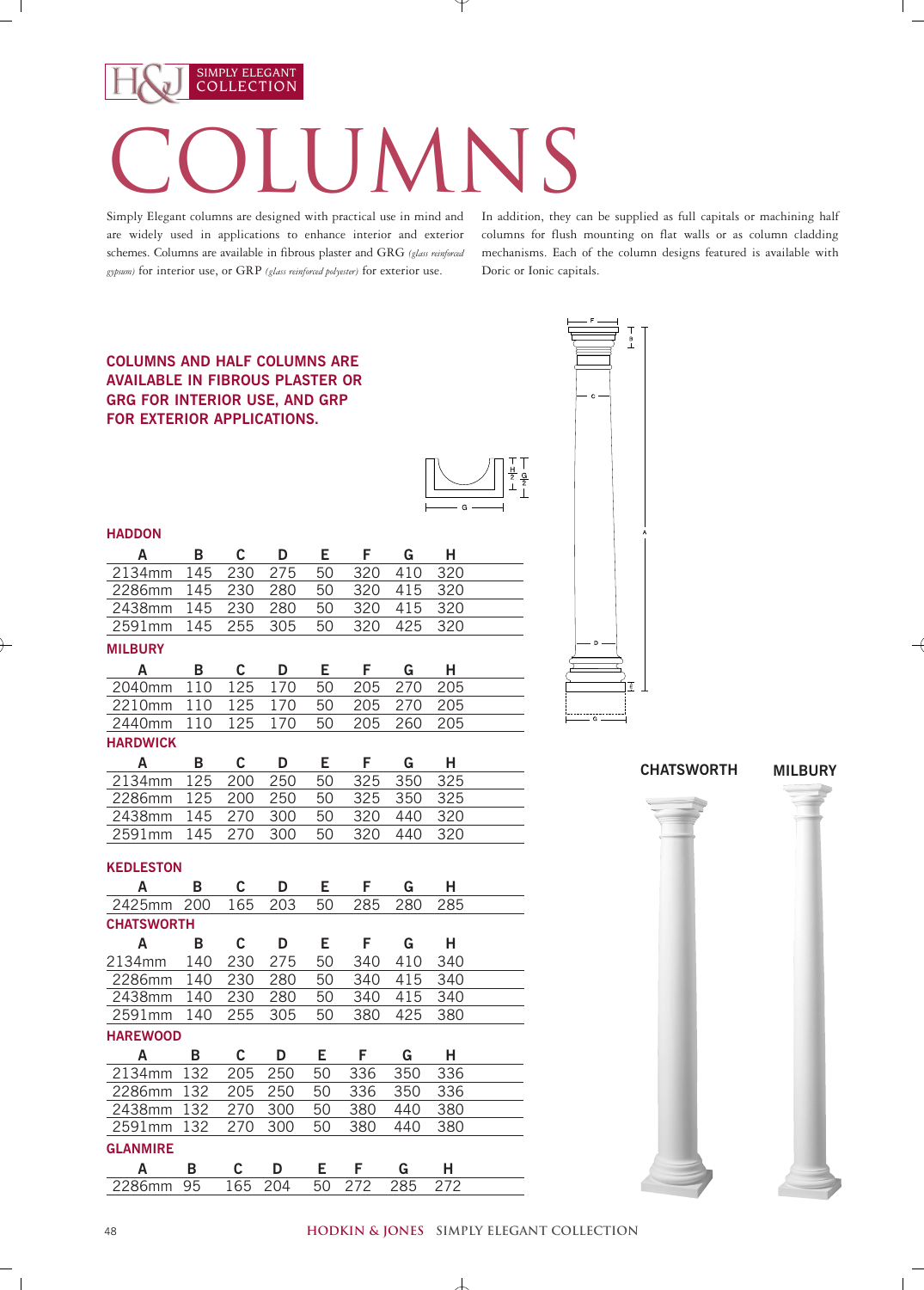H&J SIMPLY ELEGANT COLLECTION

# COLUMNS

Simply Elegant columns are designed with practical use in mind and are widely used in applications to enhance interior and exterior schemes. Columns are available in fibrous plaster and GRG *(glass reinforced gypsum)* for interior use, or GRP *(glass reinforced polyester)* for exterior use.

In addition, they can be supplied as full capitals or machining half columns for flush mounting on flat walls or as column cladding mechanisms. Each of the column designs featured is available with Doric or Ionic capitals.

**COLUMNS AND HALF COLUMNS ARE AVAILABLE IN FIBROUS PLASTER OR GRG FOR INTERIOR USE, AND GRP FOR EXTERIOR APPLICATIONS.**

### HADDON

| A | B | C | D | E | F | G | H |
|---|---|---|---|---|---|---|---|
| 2134mm | 145 | 230 | 275 | 50 | 320 | 410 | 320 |
| 2286mm | 145 | 230 | 280 | 50 | 320 | 415 | 320 |
| 2438mm | 145 | 230 | 280 | 50 | 320 | 415 | 320 |
| 2591mm | 145 | 255 | 305 | 50 | 320 | 425 | 320 |

### MILBURY

| A | B | C | D | E | F | G | H |
|---|---|---|---|---|---|---|---|
| 2040mm | 110 | 125 | 170 | 50 | 205 | 270 | 205 |
| 2210mm | 110 | 125 | 170 | 50 | 205 | 270 | 205 |
| 2440mm | 110 | 125 | 170 | 50 | 205 | 260 | 205 |

### HARDWICK

| A | B | C | D | E | F | G | H |
|---|---|---|---|---|---|---|---|
| 2134mm | 125 | 200 | 250 | 50 | 325 | 350 | 325 |
| 2286mm | 125 | 200 | 250 | 50 | 325 | 350 | 325 |
| 2438mm | 145 | 270 | 300 | 50 | 320 | 440 | 320 |
| 2591mm | 145 | 270 | 300 | 50 | 320 | 440 | 320 |

### KEDLESTON

| A | B | C | D | E | F | G | H |
|---|---|---|---|---|---|---|---|
| 2425mm | 200 | 165 | 203 | 50 | 285 | 280 | 285 |

### CHATSWORTH

| A | B | C | D | E | F | G | H |
|---|---|---|---|---|---|---|---|
| 2134mm | 140 | 230 | 275 | 50 | 340 | 410 | 340 |
| 2286mm | 140 | 230 | 280 | 50 | 340 | 415 | 340 |
| 2438mm | 140 | 230 | 280 | 50 | 340 | 415 | 340 |
| 2591mm | 140 | 255 | 305 | 50 | 380 | 425 | 380 |

### HAREWOOD

| A | B | C | D | E | F | G | H |
|---|---|---|---|---|---|---|---|
| 2134mm | 132 | 205 | 250 | 50 | 336 | 350 | 336 |
| 2286mm | 132 | 205 | 250 | 50 | 336 | 350 | 336 |
| 2438mm | 132 | 270 | 300 | 50 | 380 | 440 | 380 |
| 2591mm | 132 | 270 | 300 | 50 | 380 | 440 | 380 |

### GLANMIRE

| A | B | C | D | E | F | G | H |
|---|---|---|---|---|---|---|---|
| 2286mm | 95 | 165 | 204 | 50 | 272 | 285 | 272 |

**CHATSWORTH** **MILBURY**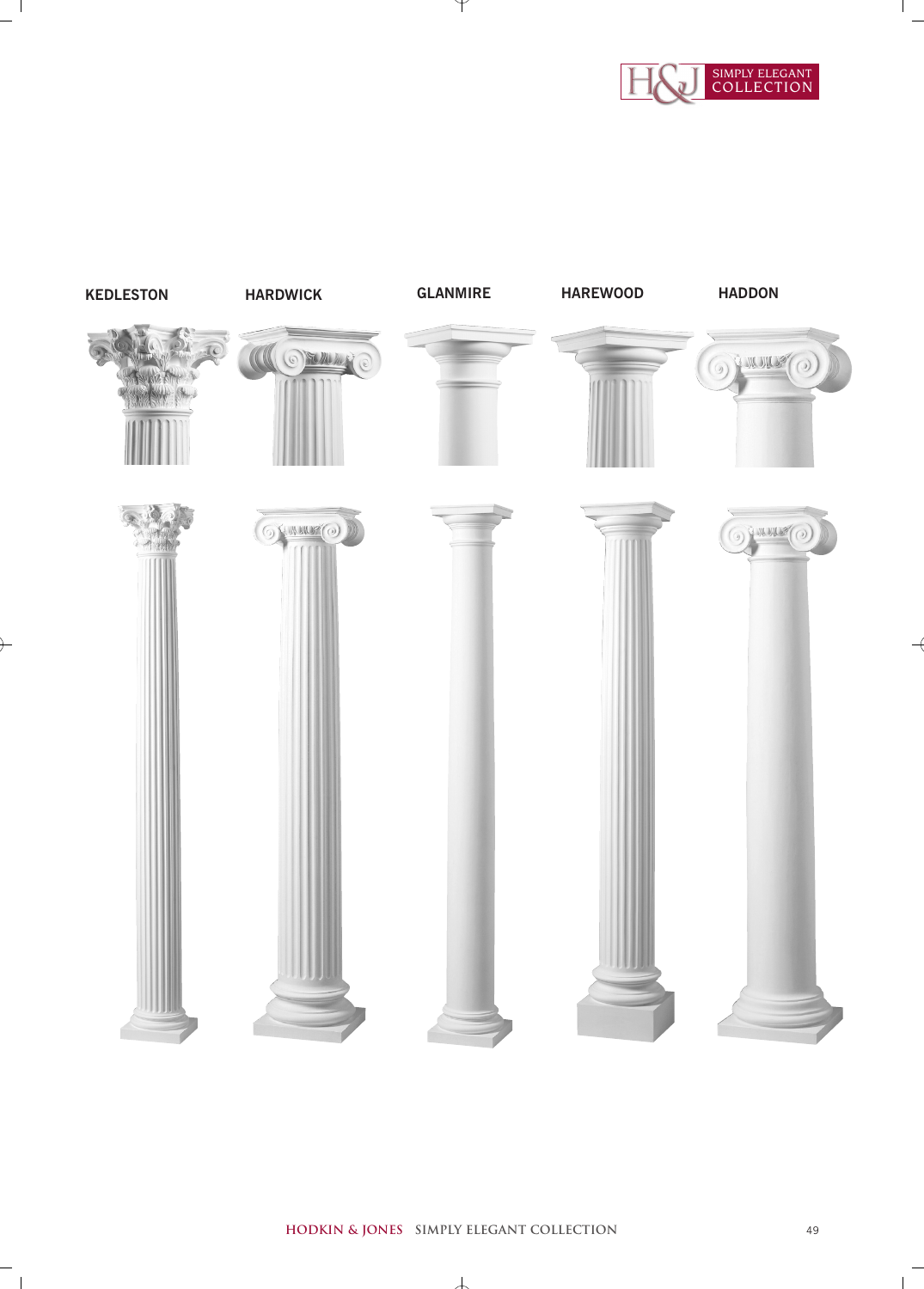KEDLESTON

HARDWICK

GLANMIRE

HAREWOOD

HADDON